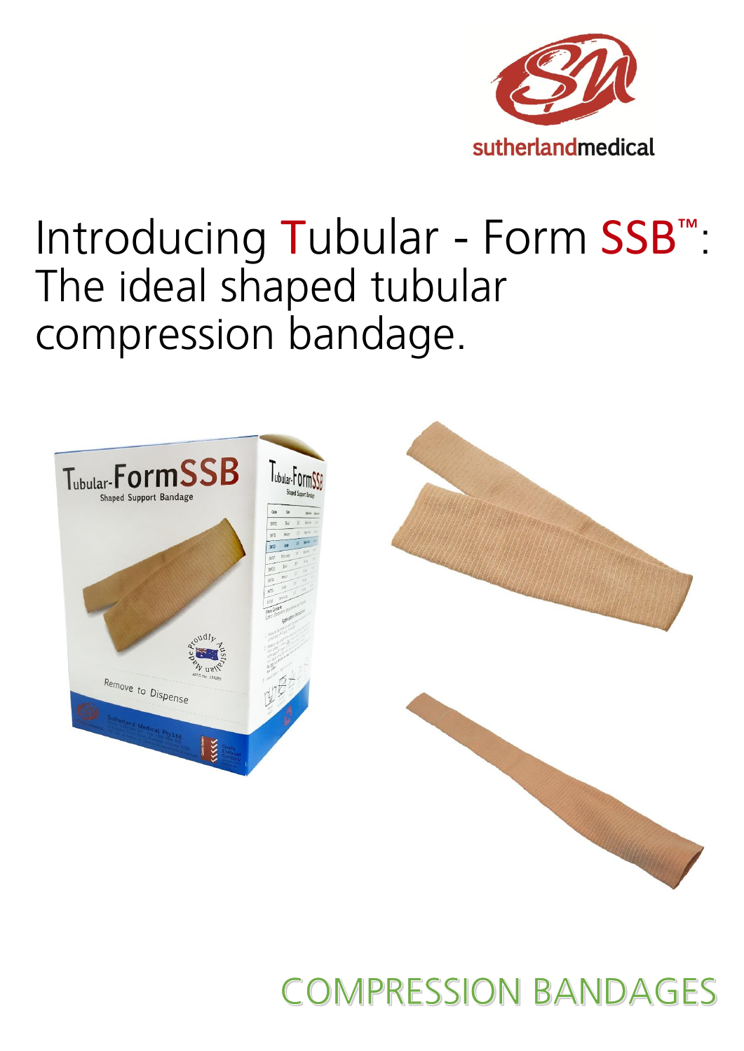sutherlandmedical

# Introducing Tubular - Form SSB™: The ideal shaped tubular compression bandage.

COMPRESSION BANDAGES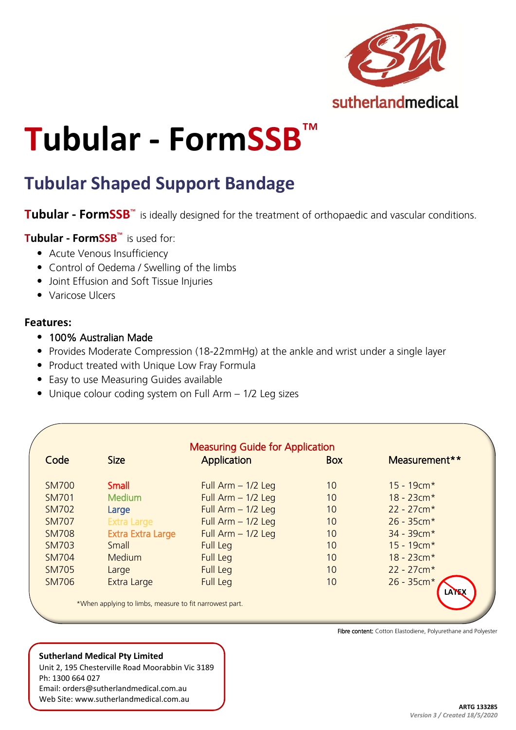sutherlandmedical

# Tubular - FormSSB™

## Tubular Shaped Support Bandage

**Tubular - FormSSB™** is ideally designed for the treatment of orthopaedic and vascular conditions.

**Tubular - FormSSB™** is used for:

- Acute Venous Insufficiency
- Control of Oedema / Swelling of the limbs
- Joint Effusion and Soft Tissue Injuries
- Varicose Ulcers

**Features:**

- 100% Australian Made
- Provides Moderate Compression (18-22mmHg) at the ankle and wrist under a single layer
- Product treated with Unique Low Fray Formula
- Easy to use Measuring Guides available
- Unique colour coding system on Full Arm – 1/2 Leg sizes

Measuring Guide for Application

| Code | Size | Application | Box | Measurement** |
|---|---|---|---|---|
| SM700 | Small | Full Arm – 1/2 Leg | 10 | 15 - 19cm* |
| SM701 | Medium | Full Arm – 1/2 Leg | 10 | 18 - 23cm* |
| SM702 | Large | Full Arm – 1/2 Leg | 10 | 22 - 27cm* |
| SM707 | Extra Large | Full Arm – 1/2 Leg | 10 | 26 - 35cm* |
| SM708 | Extra Extra Large | Full Arm – 1/2 Leg | 10 | 34 - 39cm* |
| SM703 | Small | Full Leg | 10 | 15 - 19cm* |
| SM704 | Medium | Full Leg | 10 | 18 - 23cm* |
| SM705 | Large | Full Leg | 10 | 22 - 27cm* |
| SM706 | Extra Large | Full Leg | 10 | 26 - 35cm* |

*When applying to limbs, measure to fit narrowest part.

LATEX

**Fibre content:** Cotton Elastodiene, Polyurethane and Polyester

**Sutherland Medical Pty Limited**
Unit 2, 195 Chesterville Road Moorabbin Vic 3189
Ph: 1300 664 027
Email: orders@sutherlandmedical.com.au
Web Site: www.sutherlandmedical.com.au

**ARTG 133285**
*Version 3 / Created 18/5/2020*